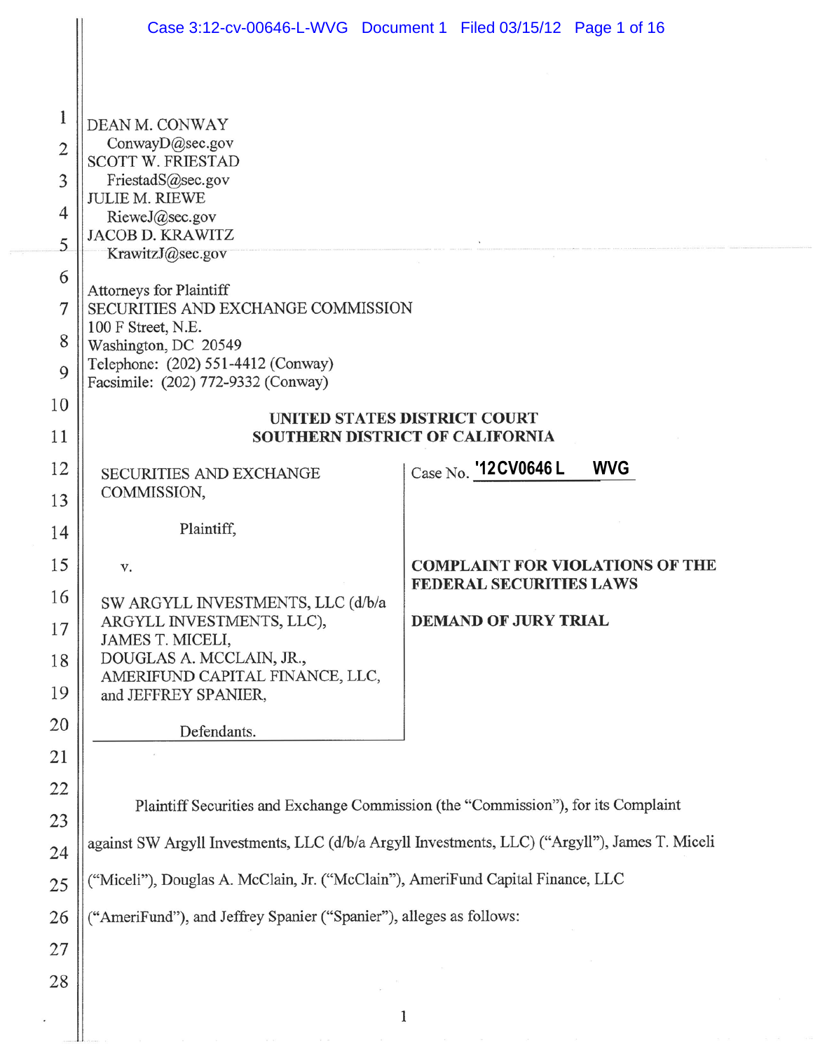DEAN M. CONWAY
ConwayD@sec.gov
SCOTT W. FRIESTAD
FriestadS@sec.gov
JULIE M. RIEWE
RieweJ@sec.gov
JACOB D. KRAWITZ
KrawitzJ@sec.gov

Attorneys for Plaintiff
SECURITIES AND EXCHANGE COMMISSION
100 F Street, N.E.
Washington, DC 20549
Telephone: (202) 551-4412 (Conway)
Facsimile: (202) 772-9332 (Conway)

**UNITED STATES DISTRICT COURT**
**SOUTHERN DISTRICT OF CALIFORNIA**

| | |
|---|---|
| SECURITIES AND EXCHANGE COMMISSION,<br><br>Plaintiff,<br><br>v.<br><br>SW ARGYLL INVESTMENTS, LLC (d/b/a ARGYLL INVESTMENTS, LLC), JAMES T. MICELI, DOUGLAS A. MCCLAIN, JR., AMERIFUND CAPITAL FINANCE, LLC, and JEFFREY SPANIER,<br><br>Defendants. | Case No. '12CV0646 L WVG<br><br>**COMPLAINT FOR VIOLATIONS OF THE FEDERAL SECURITIES LAWS**<br><br>**DEMAND OF JURY TRIAL** |

Plaintiff Securities and Exchange Commission (the "Commission"), for its Complaint against SW Argyll Investments, LLC (d/b/a Argyll Investments, LLC) ("Argyll"), James T. Miceli ("Miceli"), Douglas A. McClain, Jr. ("McClain"), AmeriFund Capital Finance, LLC ("AmeriFund"), and Jeffrey Spanier ("Spanier"), alleges as follows: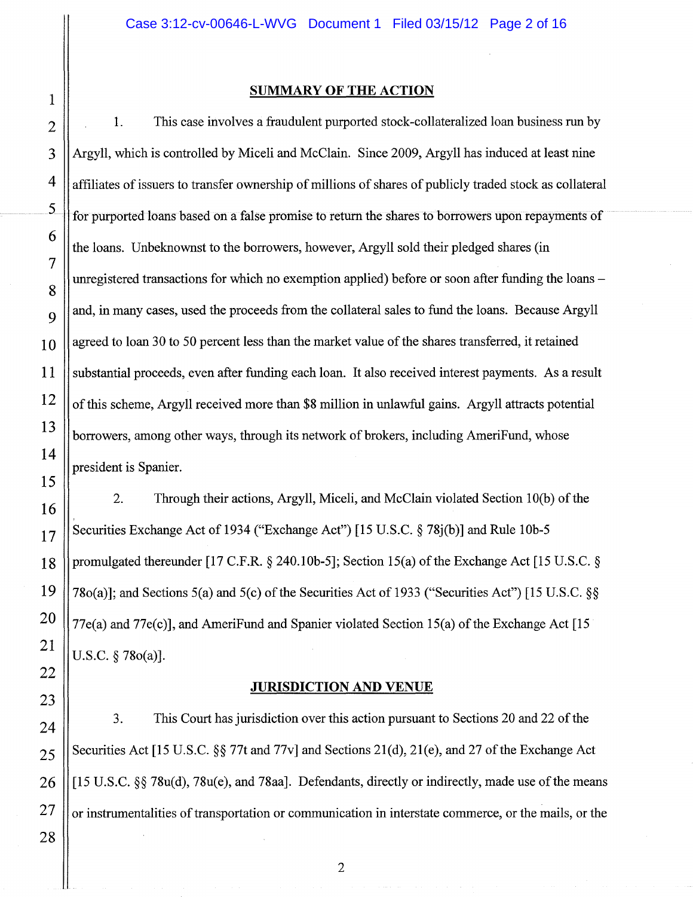## SUMMARY OF THE ACTION

1. This case involves a fraudulent purported stock-collateralized loan business run by Argyll, which is controlled by Miceli and McClain. Since 2009, Argyll has induced at least nine affiliates of issuers to transfer ownership of millions of shares of publicly traded stock as collateral for purported loans based on a false promise to return the shares to borrowers upon repayments of the loans. Unbeknownst to the borrowers, however, Argyll sold their pledged shares (in unregistered transactions for which no exemption applied) before or soon after funding the loans – and, in many cases, used the proceeds from the collateral sales to fund the loans. Because Argyll agreed to loan 30 to 50 percent less than the market value of the shares transferred, it retained substantial proceeds, even after funding each loan. It also received interest payments. As a result of this scheme, Argyll received more than $8 million in unlawful gains. Argyll attracts potential borrowers, among other ways, through its network of brokers, including AmeriFund, whose president is Spanier.

2. Through their actions, Argyll, Miceli, and McClain violated Section 10(b) of the Securities Exchange Act of 1934 ("Exchange Act") [15 U.S.C. § 78j(b)] and Rule 10b-5 promulgated thereunder [17 C.F.R. § 240.10b-5]; Section 15(a) of the Exchange Act [15 U.S.C. § 78o(a)]; and Sections 5(a) and 5(c) of the Securities Act of 1933 ("Securities Act") [15 U.S.C. §§ 77e(a) and 77e(c)], and AmeriFund and Spanier violated Section 15(a) of the Exchange Act [15 U.S.C. § 78o(a)].

## JURISDICTION AND VENUE

3. This Court has jurisdiction over this action pursuant to Sections 20 and 22 of the Securities Act [15 U.S.C. §§ 77t and 77v] and Sections 21(d), 21(e), and 27 of the Exchange Act [15 U.S.C. §§ 78u(d), 78u(e), and 78aa]. Defendants, directly or indirectly, made use of the means or instrumentalities of transportation or communication in interstate commerce, or the mails, or the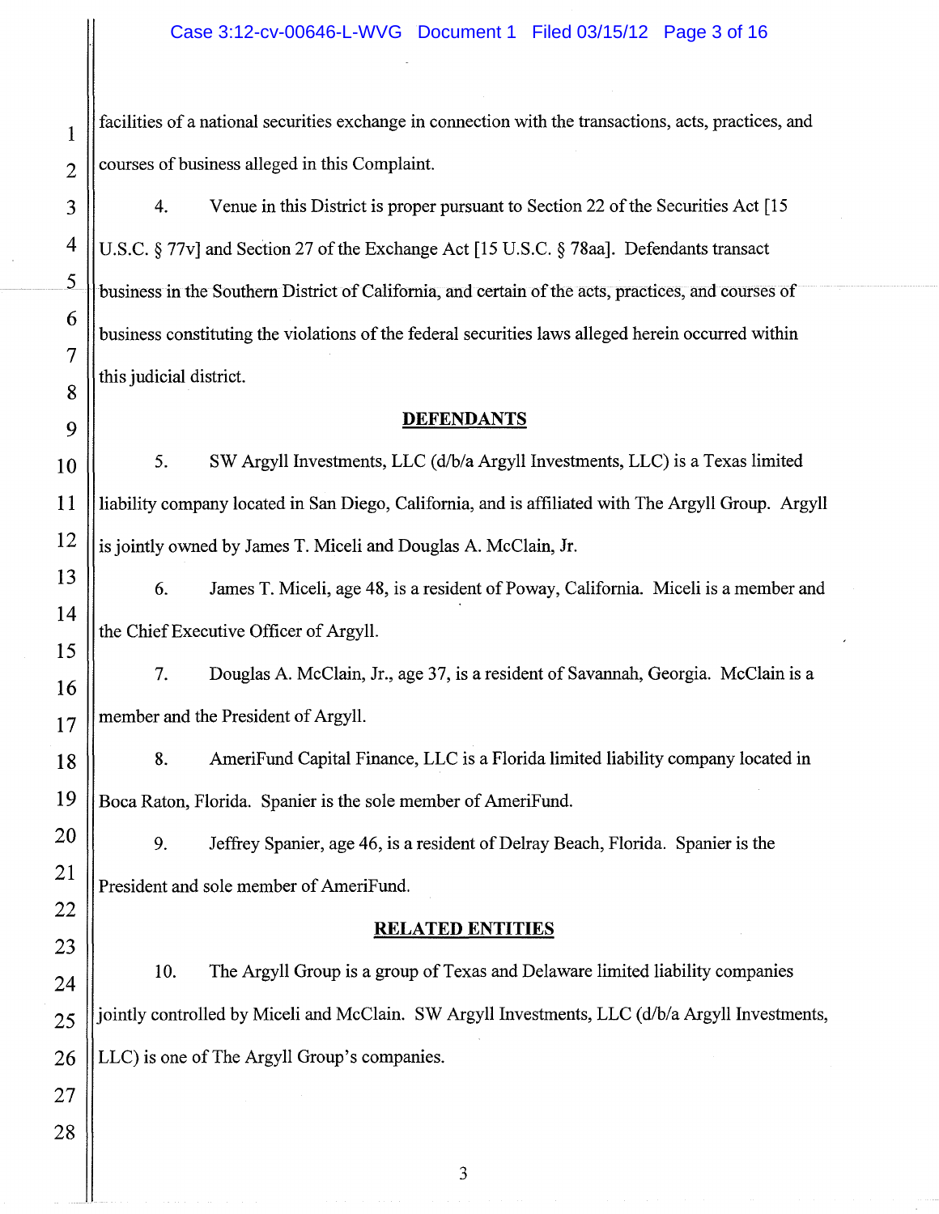facilities of a national securities exchange in connection with the transactions, acts, practices, and courses of business alleged in this Complaint.

4. Venue in this District is proper pursuant to Section 22 of the Securities Act [15 U.S.C. § 77v] and Section 27 of the Exchange Act [15 U.S.C. § 78aa]. Defendants transact business in the Southern District of California, and certain of the acts, practices, and courses of business constituting the violations of the federal securities laws alleged herein occurred within this judicial district.

## DEFENDANTS

5. SW Argyll Investments, LLC (d/b/a Argyll Investments, LLC) is a Texas limited liability company located in San Diego, California, and is affiliated with The Argyll Group. Argyll is jointly owned by James T. Miceli and Douglas A. McClain, Jr.

6. James T. Miceli, age 48, is a resident of Poway, California. Miceli is a member and the Chief Executive Officer of Argyll.

7. Douglas A. McClain, Jr., age 37, is a resident of Savannah, Georgia. McClain is a member and the President of Argyll.

8. AmeriFund Capital Finance, LLC is a Florida limited liability company located in Boca Raton, Florida. Spanier is the sole member of AmeriFund.

9. Jeffrey Spanier, age 46, is a resident of Delray Beach, Florida. Spanier is the President and sole member of AmeriFund.

## RELATED ENTITIES

10. The Argyll Group is a group of Texas and Delaware limited liability companies jointly controlled by Miceli and McClain. SW Argyll Investments, LLC (d/b/a Argyll Investments, LLC) is one of The Argyll Group's companies.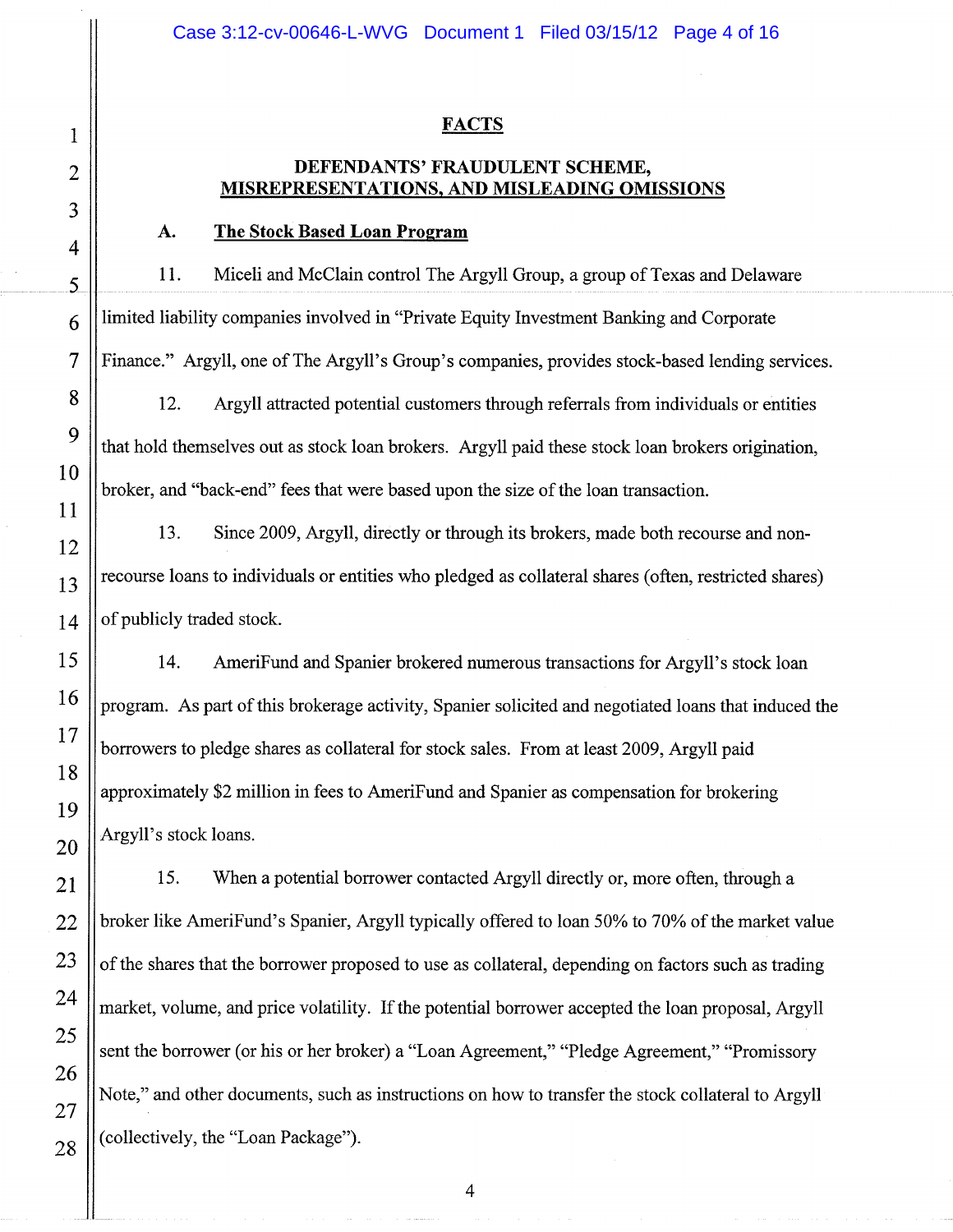## FACTS

### DEFENDANTS' FRAUDULENT SCHEME, MISREPRESENTATIONS, AND MISLEADING OMISSIONS

**A. The Stock Based Loan Program**

11. Miceli and McClain control The Argyll Group, a group of Texas and Delaware limited liability companies involved in "Private Equity Investment Banking and Corporate Finance." Argyll, one of The Argyll's Group's companies, provides stock-based lending services.

12. Argyll attracted potential customers through referrals from individuals or entities that hold themselves out as stock loan brokers. Argyll paid these stock loan brokers origination, broker, and "back-end" fees that were based upon the size of the loan transaction.

13. Since 2009, Argyll, directly or through its brokers, made both recourse and non-recourse loans to individuals or entities who pledged as collateral shares (often, restricted shares) of publicly traded stock.

14. AmeriFund and Spanier brokered numerous transactions for Argyll's stock loan program. As part of this brokerage activity, Spanier solicited and negotiated loans that induced the borrowers to pledge shares as collateral for stock sales. From at least 2009, Argyll paid approximately $2 million in fees to AmeriFund and Spanier as compensation for brokering Argyll's stock loans.

15. When a potential borrower contacted Argyll directly or, more often, through a broker like AmeriFund's Spanier, Argyll typically offered to loan 50% to 70% of the market value of the shares that the borrower proposed to use as collateral, depending on factors such as trading market, volume, and price volatility. If the potential borrower accepted the loan proposal, Argyll sent the borrower (or his or her broker) a "Loan Agreement," "Pledge Agreement," "Promissory Note," and other documents, such as instructions on how to transfer the stock collateral to Argyll (collectively, the "Loan Package").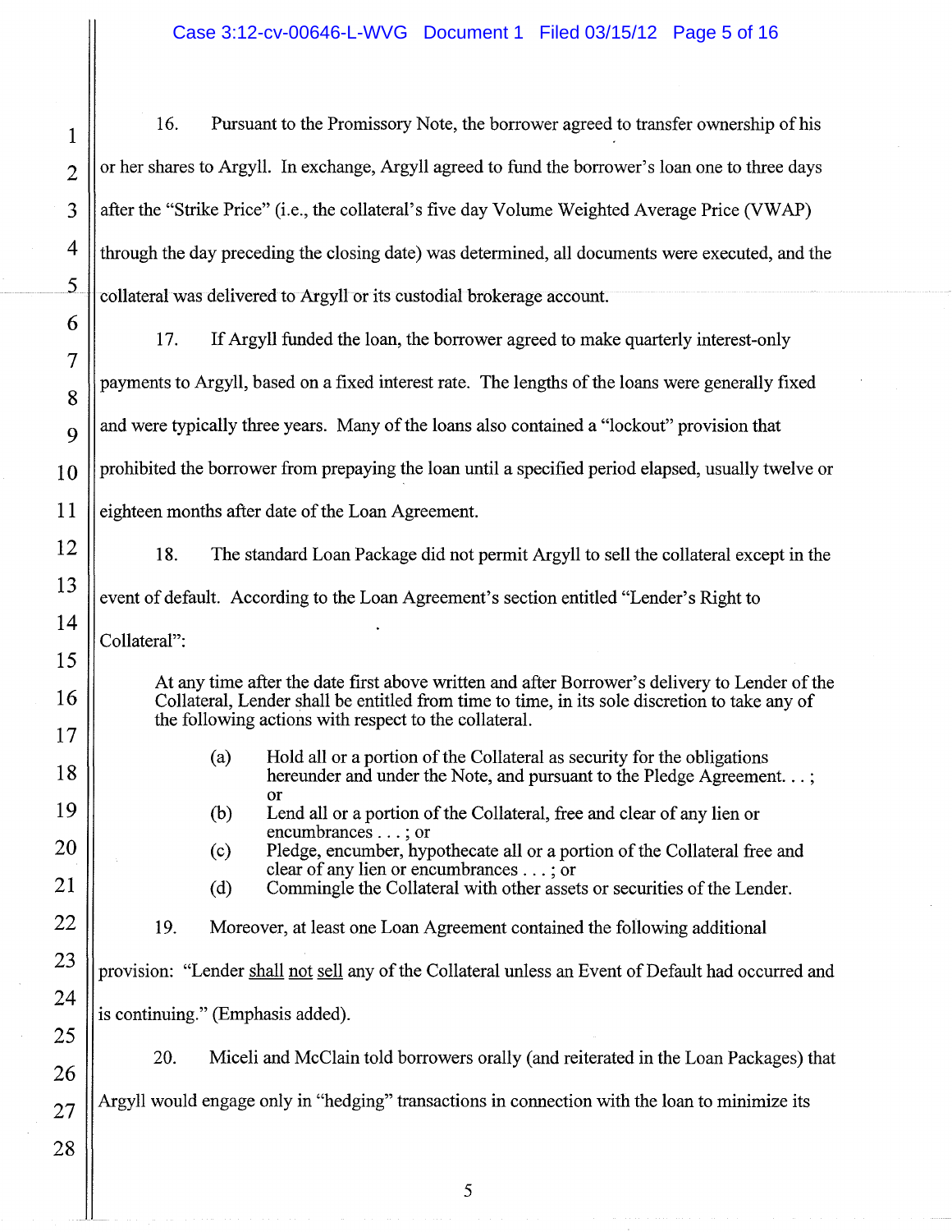16. Pursuant to the Promissory Note, the borrower agreed to transfer ownership of his or her shares to Argyll. In exchange, Argyll agreed to fund the borrower's loan one to three days after the "Strike Price" (i.e., the collateral's five day Volume Weighted Average Price (VWAP) through the day preceding the closing date) was determined, all documents were executed, and the collateral was delivered to Argyll or its custodial brokerage account.

17. If Argyll funded the loan, the borrower agreed to make quarterly interest-only payments to Argyll, based on a fixed interest rate. The lengths of the loans were generally fixed and were typically three years. Many of the loans also contained a "lockout" provision that prohibited the borrower from prepaying the loan until a specified period elapsed, usually twelve or eighteen months after date of the Loan Agreement.

18. The standard Loan Package did not permit Argyll to sell the collateral except in the event of default. According to the Loan Agreement's section entitled "Lender's Right to Collateral":

> At any time after the date first above written and after Borrower's delivery to Lender of the Collateral, Lender shall be entitled from time to time, in its sole discretion to take any of the following actions with respect to the collateral.
>
> (a) Hold all or a portion of the Collateral as security for the obligations hereunder and under the Note, and pursuant to the Pledge Agreement. . . ; or
>
> (b) Lend all or a portion of the Collateral, free and clear of any lien or encumbrances . . . ; or
>
> (c) Pledge, encumber, hypothecate all or a portion of the Collateral free and clear of any lien or encumbrances . . . ; or
>
> (d) Commingle the Collateral with other assets or securities of the Lender.

19. Moreover, at least one Loan Agreement contained the following additional provision: "Lender <u>shall</u> <u>not</u> <u>sell</u> any of the Collateral unless an Event of Default had occurred and is continuing." (Emphasis added).

20. Miceli and McClain told borrowers orally (and reiterated in the Loan Packages) that Argyll would engage only in "hedging" transactions in connection with the loan to minimize its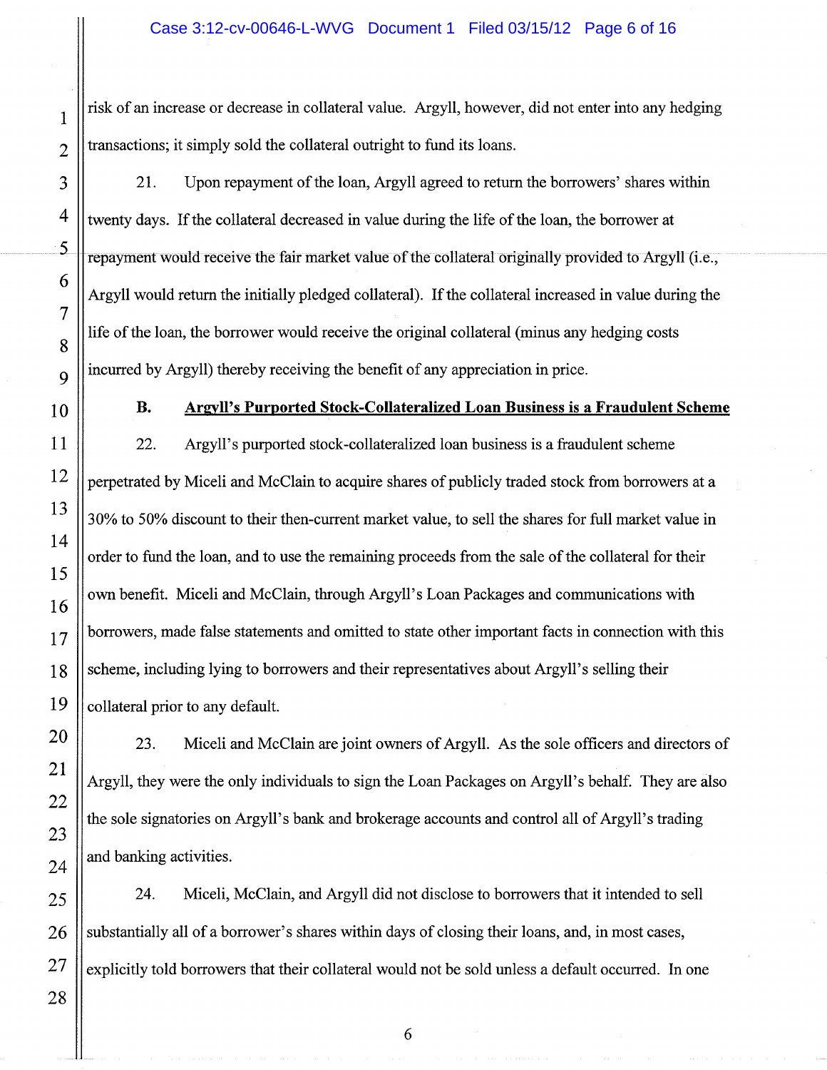risk of an increase or decrease in collateral value. Argyll, however, did not enter into any hedging transactions; it simply sold the collateral outright to fund its loans.

21. Upon repayment of the loan, Argyll agreed to return the borrowers' shares within twenty days. If the collateral decreased in value during the life of the loan, the borrower at repayment would receive the fair market value of the collateral originally provided to Argyll (i.e., Argyll would return the initially pledged collateral). If the collateral increased in value during the life of the loan, the borrower would receive the original collateral (minus any hedging costs incurred by Argyll) thereby receiving the benefit of any appreciation in price.

### B. <u>Argyll's Purported Stock-Collateralized Loan Business is a Fraudulent Scheme</u>

22. Argyll's purported stock-collateralized loan business is a fraudulent scheme perpetrated by Miceli and McClain to acquire shares of publicly traded stock from borrowers at a 30% to 50% discount to their then-current market value, to sell the shares for full market value in order to fund the loan, and to use the remaining proceeds from the sale of the collateral for their own benefit. Miceli and McClain, through Argyll's Loan Packages and communications with borrowers, made false statements and omitted to state other important facts in connection with this scheme, including lying to borrowers and their representatives about Argyll's selling their collateral prior to any default.

23. Miceli and McClain are joint owners of Argyll. As the sole officers and directors of Argyll, they were the only individuals to sign the Loan Packages on Argyll's behalf. They are also the sole signatories on Argyll's bank and brokerage accounts and control all of Argyll's trading and banking activities.

24. Miceli, McClain, and Argyll did not disclose to borrowers that it intended to sell substantially all of a borrower's shares within days of closing their loans, and, in most cases, explicitly told borrowers that their collateral would not be sold unless a default occurred. In one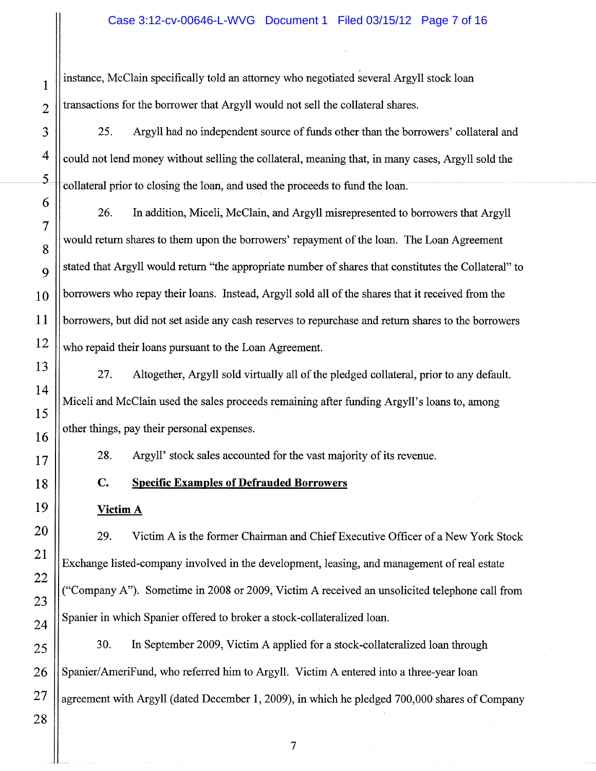instance, McClain specifically told an attorney who negotiated several Argyll stock loan transactions for the borrower that Argyll would not sell the collateral shares.

25. Argyll had no independent source of funds other than the borrowers' collateral and could not lend money without selling the collateral, meaning that, in many cases, Argyll sold the collateral prior to closing the loan, and used the proceeds to fund the loan.

26. In addition, Miceli, McClain, and Argyll misrepresented to borrowers that Argyll would return shares to them upon the borrowers' repayment of the loan. The Loan Agreement stated that Argyll would return "the appropriate number of shares that constitutes the Collateral" to borrowers who repay their loans. Instead, Argyll sold all of the shares that it received from the borrowers, but did not set aside any cash reserves to repurchase and return shares to the borrowers who repaid their loans pursuant to the Loan Agreement.

27. Altogether, Argyll sold virtually all of the pledged collateral, prior to any default. Miceli and McClain used the sales proceeds remaining after funding Argyll's loans to, among other things, pay their personal expenses.

28. Argyll' stock sales accounted for the vast majority of its revenue.

### C. Specific Examples of Defrauded Borrowers

**Victim A**

29. Victim A is the former Chairman and Chief Executive Officer of a New York Stock Exchange listed-company involved in the development, leasing, and management of real estate ("Company A"). Sometime in 2008 or 2009, Victim A received an unsolicited telephone call from Spanier in which Spanier offered to broker a stock-collateralized loan.

30. In September 2009, Victim A applied for a stock-collateralized loan through Spanier/AmeriFund, who referred him to Argyll. Victim A entered into a three-year loan agreement with Argyll (dated December 1, 2009), in which he pledged 700,000 shares of Company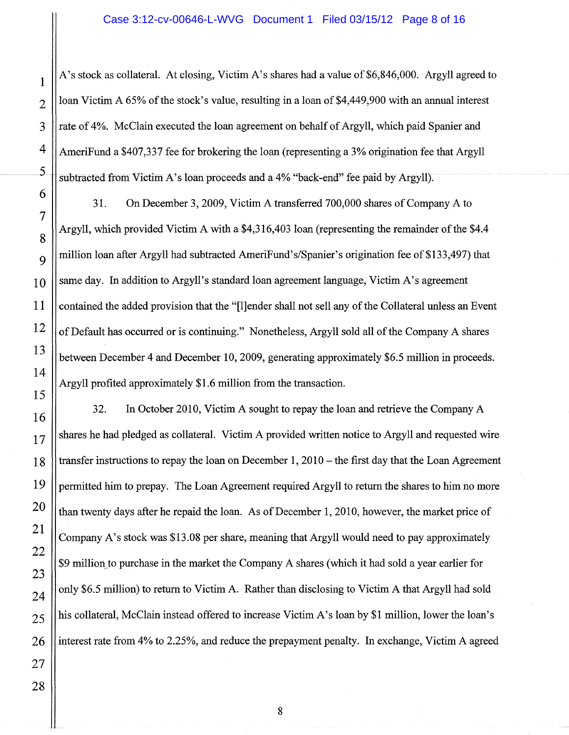A's stock as collateral. At closing, Victim A's shares had a value of $6,846,000. Argyll agreed to loan Victim A 65% of the stock's value, resulting in a loan of $4,449,900 with an annual interest rate of 4%. McClain executed the loan agreement on behalf of Argyll, which paid Spanier and AmeriFund a $407,337 fee for brokering the loan (representing a 3% origination fee that Argyll subtracted from Victim A's loan proceeds and a 4% "back-end" fee paid by Argyll).

31. On December 3, 2009, Victim A transferred 700,000 shares of Company A to Argyll, which provided Victim A with a $4,316,403 loan (representing the remainder of the $4.4 million loan after Argyll had subtracted AmeriFund's/Spanier's origination fee of $133,497) that same day. In addition to Argyll's standard loan agreement language, Victim A's agreement contained the added provision that the "[l]ender shall not sell any of the Collateral unless an Event of Default has occurred or is continuing." Nonetheless, Argyll sold all of the Company A shares between December 4 and December 10, 2009, generating approximately $6.5 million in proceeds. Argyll profited approximately $1.6 million from the transaction.

32. In October 2010, Victim A sought to repay the loan and retrieve the Company A shares he had pledged as collateral. Victim A provided written notice to Argyll and requested wire transfer instructions to repay the loan on December 1, 2010 – the first day that the Loan Agreement permitted him to prepay. The Loan Agreement required Argyll to return the shares to him no more than twenty days after he repaid the loan. As of December 1, 2010, however, the market price of Company A's stock was $13.08 per share, meaning that Argyll would need to pay approximately $9 million to purchase in the market the Company A shares (which it had sold a year earlier for only $6.5 million) to return to Victim A. Rather than disclosing to Victim A that Argyll had sold his collateral, McClain instead offered to increase Victim A's loan by $1 million, lower the loan's interest rate from 4% to 2.25%, and reduce the prepayment penalty. In exchange, Victim A agreed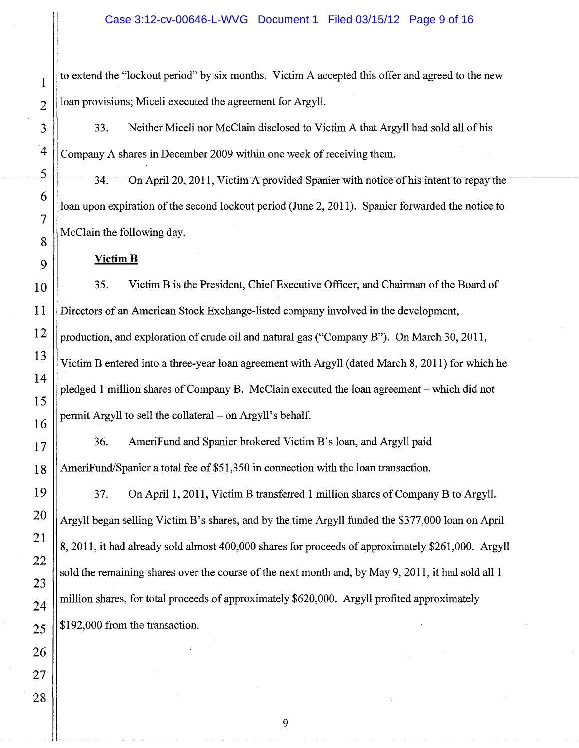to extend the "lockout period" by six months. Victim A accepted this offer and agreed to the new loan provisions; Miceli executed the agreement for Argyll.

33. Neither Miceli nor McClain disclosed to Victim A that Argyll had sold all of his Company A shares in December 2009 within one week of receiving them.

34. On April 20, 2011, Victim A provided Spanier with notice of his intent to repay the loan upon expiration of the second lockout period (June 2, 2011). Spanier forwarded the notice to McClain the following day.

**Victim B**

35. Victim B is the President, Chief Executive Officer, and Chairman of the Board of Directors of an American Stock Exchange-listed company involved in the development, production, and exploration of crude oil and natural gas ("Company B"). On March 30, 2011, Victim B entered into a three-year loan agreement with Argyll (dated March 8, 2011) for which he pledged 1 million shares of Company B. McClain executed the loan agreement – which did not permit Argyll to sell the collateral – on Argyll's behalf.

36. AmeriFund and Spanier brokered Victim B's loan, and Argyll paid AmeriFund/Spanier a total fee of $51,350 in connection with the loan transaction.

37. On April 1, 2011, Victim B transferred 1 million shares of Company B to Argyll. Argyll began selling Victim B's shares, and by the time Argyll funded the $377,000 loan on April 8, 2011, it had already sold almost 400,000 shares for proceeds of approximately $261,000. Argyll sold the remaining shares over the course of the next month and, by May 9, 2011, it had sold all 1 million shares, for total proceeds of approximately $620,000. Argyll profited approximately $192,000 from the transaction.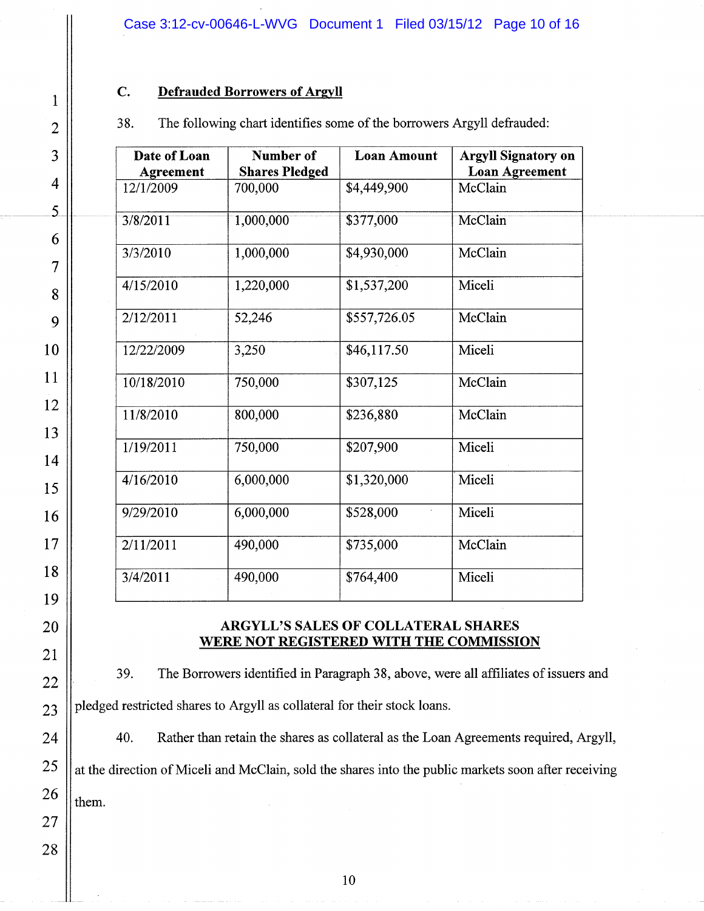### C. **Defrauded Borrowers of Argyll**

38. The following chart identifies some of the borrowers Argyll defrauded:

| Date of Loan Agreement | Number of Shares Pledged | Loan Amount | Argyll Signatory on Loan Agreement |
|---|---|---|---|
| 12/1/2009 | 700,000 | $4,449,900 | McClain |
| 3/8/2011 | 1,000,000 | $377,000 | McClain |
| 3/3/2010 | 1,000,000 | $4,930,000 | McClain |
| 4/15/2010 | 1,220,000 | $1,537,200 | Miceli |
| 2/12/2011 | 52,246 | $557,726.05 | McClain |
| 12/22/2009 | 3,250 | $46,117.50 | Miceli |
| 10/18/2010 | 750,000 | $307,125 | McClain |
| 11/8/2010 | 800,000 | $236,880 | McClain |
| 1/19/2011 | 750,000 | $207,900 | Miceli |
| 4/16/2010 | 6,000,000 | $1,320,000 | Miceli |
| 9/29/2010 | 6,000,000 | $528,000 | Miceli |
| 2/11/2011 | 490,000 | $735,000 | McClain |
| 3/4/2011 | 490,000 | $764,400 | Miceli |

## ARGYLL'S SALES OF COLLATERAL SHARES WERE NOT REGISTERED WITH THE COMMISSION

39. The Borrowers identified in Paragraph 38, above, were all affiliates of issuers and pledged restricted shares to Argyll as collateral for their stock loans.

40. Rather than retain the shares as collateral as the Loan Agreements required, Argyll, at the direction of Miceli and McClain, sold the shares into the public markets soon after receiving them.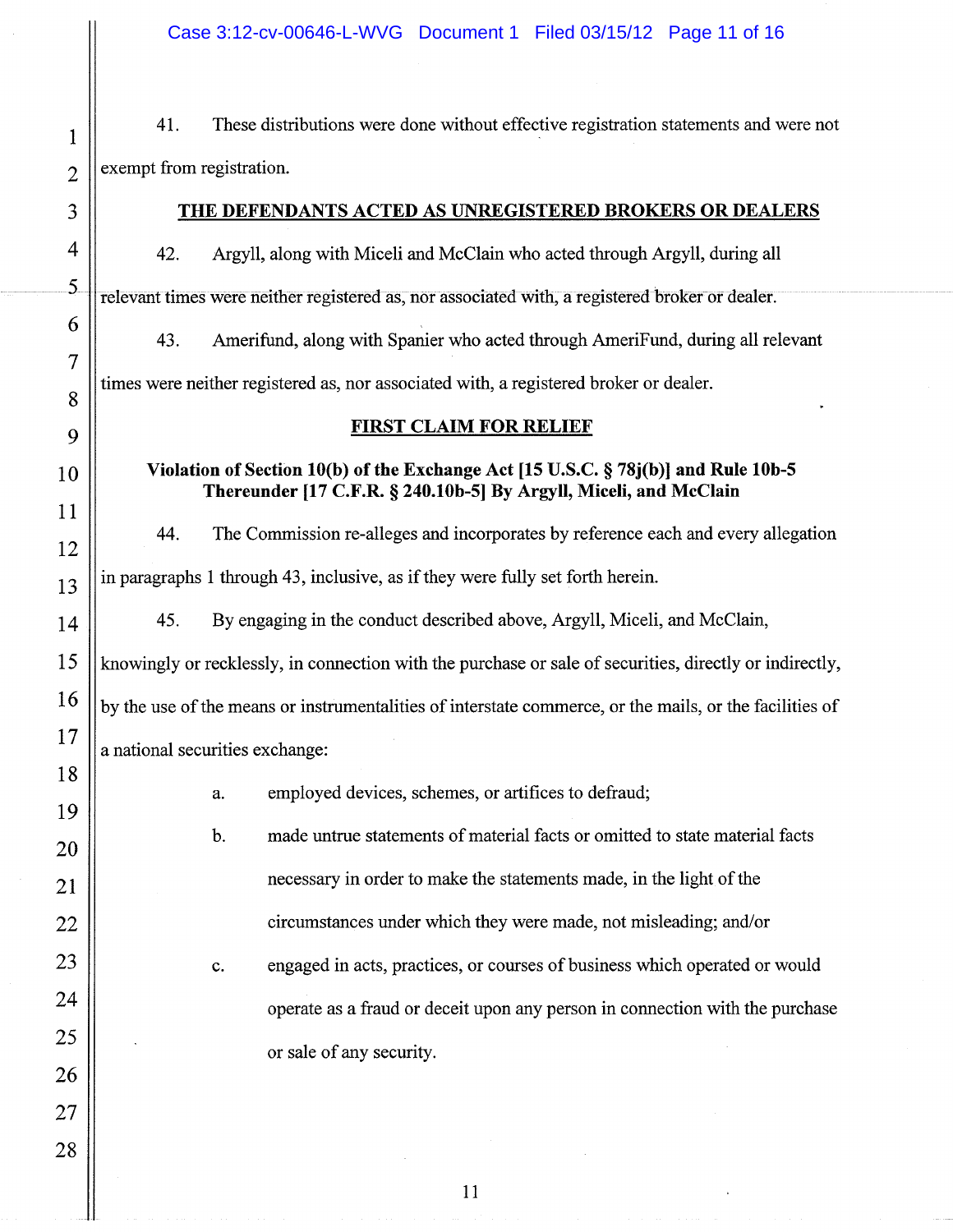41. These distributions were done without effective registration statements and were not exempt from registration.

## THE DEFENDANTS ACTED AS UNREGISTERED BROKERS OR DEALERS

42. Argyll, along with Miceli and McClain who acted through Argyll, during all relevant times were neither registered as, nor associated with, a registered broker or dealer.

43. Amerifund, along with Spanier who acted through AmeriFund, during all relevant times were neither registered as, nor associated with, a registered broker or dealer.

## FIRST CLAIM FOR RELIEF

### Violation of Section 10(b) of the Exchange Act [15 U.S.C. § 78j(b)] and Rule 10b-5 Thereunder [17 C.F.R. § 240.10b-5] By Argyll, Miceli, and McClain

44. The Commission re-alleges and incorporates by reference each and every allegation in paragraphs 1 through 43, inclusive, as if they were fully set forth herein.

45. By engaging in the conduct described above, Argyll, Miceli, and McClain, knowingly or recklessly, in connection with the purchase or sale of securities, directly or indirectly, by the use of the means or instrumentalities of interstate commerce, or the mails, or the facilities of a national securities exchange:

a. employed devices, schemes, or artifices to defraud;

b. made untrue statements of material facts or omitted to state material facts necessary in order to make the statements made, in the light of the circumstances under which they were made, not misleading; and/or

c. engaged in acts, practices, or courses of business which operated or would operate as a fraud or deceit upon any person in connection with the purchase or sale of any security.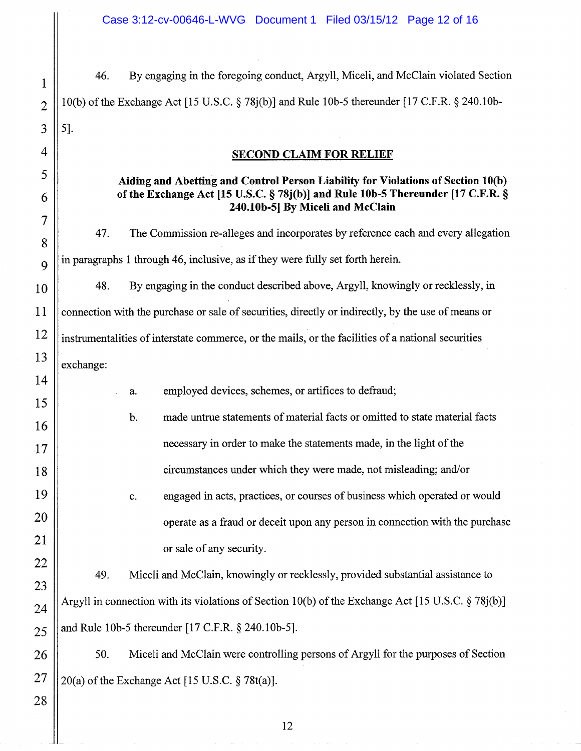46. By engaging in the foregoing conduct, Argyll, Miceli, and McClain violated Section 10(b) of the Exchange Act [15 U.S.C. § 78j(b)] and Rule 10b-5 thereunder [17 C.F.R. § 240.10b-5].

## SECOND CLAIM FOR RELIEF

### Aiding and Abetting and Control Person Liability for Violations of Section 10(b) of the Exchange Act [15 U.S.C. § 78j(b)] and Rule 10b-5 Thereunder [17 C.F.R. § 240.10b-5] By Miceli and McClain

47. The Commission re-alleges and incorporates by reference each and every allegation in paragraphs 1 through 46, inclusive, as if they were fully set forth herein.

48. By engaging in the conduct described above, Argyll, knowingly or recklessly, in connection with the purchase or sale of securities, directly or indirectly, by the use of means or instrumentalities of interstate commerce, or the mails, or the facilities of a national securities exchange:

a. employed devices, schemes, or artifices to defraud;

b. made untrue statements of material facts or omitted to state material facts necessary in order to make the statements made, in the light of the circumstances under which they were made, not misleading; and/or

c. engaged in acts, practices, or courses of business which operated or would operate as a fraud or deceit upon any person in connection with the purchase or sale of any security.

49. Miceli and McClain, knowingly or recklessly, provided substantial assistance to Argyll in connection with its violations of Section 10(b) of the Exchange Act [15 U.S.C. § 78j(b)] and Rule 10b-5 thereunder [17 C.F.R. § 240.10b-5].

50. Miceli and McClain were controlling persons of Argyll for the purposes of Section 20(a) of the Exchange Act [15 U.S.C. § 78t(a)].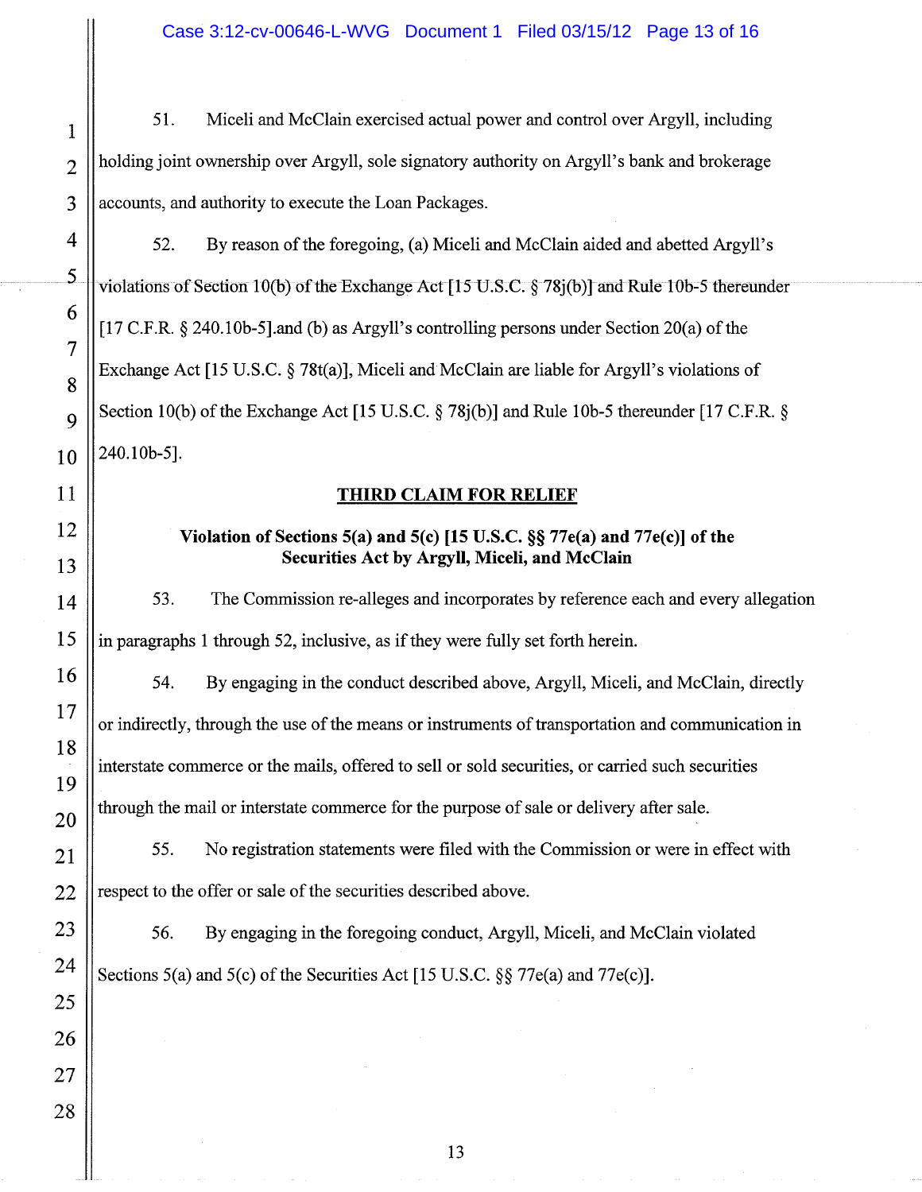51. Miceli and McClain exercised actual power and control over Argyll, including holding joint ownership over Argyll, sole signatory authority on Argyll's bank and brokerage accounts, and authority to execute the Loan Packages.

52. By reason of the foregoing, (a) Miceli and McClain aided and abetted Argyll's violations of Section 10(b) of the Exchange Act [15 U.S.C. § 78j(b)] and Rule 10b-5 thereunder [17 C.F.R. § 240.10b-5].and (b) as Argyll's controlling persons under Section 20(a) of the Exchange Act [15 U.S.C. § 78t(a)], Miceli and McClain are liable for Argyll's violations of Section 10(b) of the Exchange Act [15 U.S.C. § 78j(b)] and Rule 10b-5 thereunder [17 C.F.R. § 240.10b-5].

## THIRD CLAIM FOR RELIEF

### Violation of Sections 5(a) and 5(c) [15 U.S.C. §§ 77e(a) and 77e(c)] of the Securities Act by Argyll, Miceli, and McClain

53. The Commission re-alleges and incorporates by reference each and every allegation in paragraphs 1 through 52, inclusive, as if they were fully set forth herein.

54. By engaging in the conduct described above, Argyll, Miceli, and McClain, directly or indirectly, through the use of the means or instruments of transportation and communication in interstate commerce or the mails, offered to sell or sold securities, or carried such securities through the mail or interstate commerce for the purpose of sale or delivery after sale.

55. No registration statements were filed with the Commission or were in effect with respect to the offer or sale of the securities described above.

56. By engaging in the foregoing conduct, Argyll, Miceli, and McClain violated Sections 5(a) and 5(c) of the Securities Act [15 U.S.C. §§ 77e(a) and 77e(c)].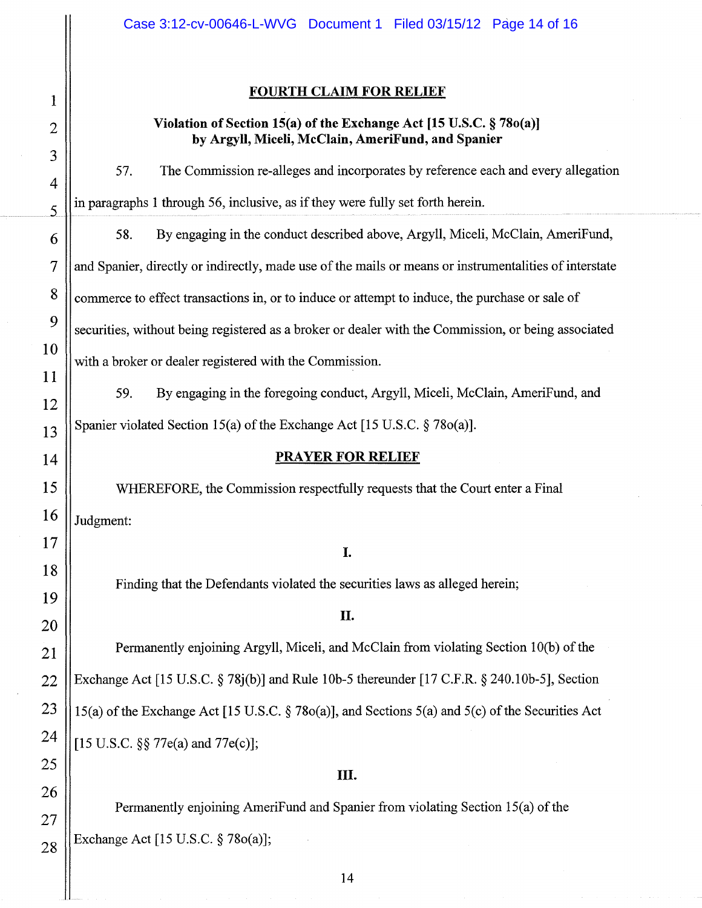## FOURTH CLAIM FOR RELIEF

**Violation of Section 15(a) of the Exchange Act [15 U.S.C. § 78o(a)] by Argyll, Miceli, McClain, AmeriFund, and Spanier**

57. The Commission re-alleges and incorporates by reference each and every allegation in paragraphs 1 through 56, inclusive, as if they were fully set forth herein.

58. By engaging in the conduct described above, Argyll, Miceli, McClain, AmeriFund, and Spanier, directly or indirectly, made use of the mails or means or instrumentalities of interstate commerce to effect transactions in, or to induce or attempt to induce, the purchase or sale of securities, without being registered as a broker or dealer with the Commission, or being associated with a broker or dealer registered with the Commission.

59. By engaging in the foregoing conduct, Argyll, Miceli, McClain, AmeriFund, and Spanier violated Section 15(a) of the Exchange Act [15 U.S.C. § 78o(a)].

## PRAYER FOR RELIEF

WHEREFORE, the Commission respectfully requests that the Court enter a Final Judgment:

**I.**

Finding that the Defendants violated the securities laws as alleged herein;

**II.**

Permanently enjoining Argyll, Miceli, and McClain from violating Section 10(b) of the Exchange Act [15 U.S.C. § 78j(b)] and Rule 10b-5 thereunder [17 C.F.R. § 240.10b-5], Section 15(a) of the Exchange Act [15 U.S.C. § 78o(a)], and Sections 5(a) and 5(c) of the Securities Act [15 U.S.C. §§ 77e(a) and 77e(c)];

**III.**

Permanently enjoining AmeriFund and Spanier from violating Section 15(a) of the Exchange Act [15 U.S.C. § 78o(a)];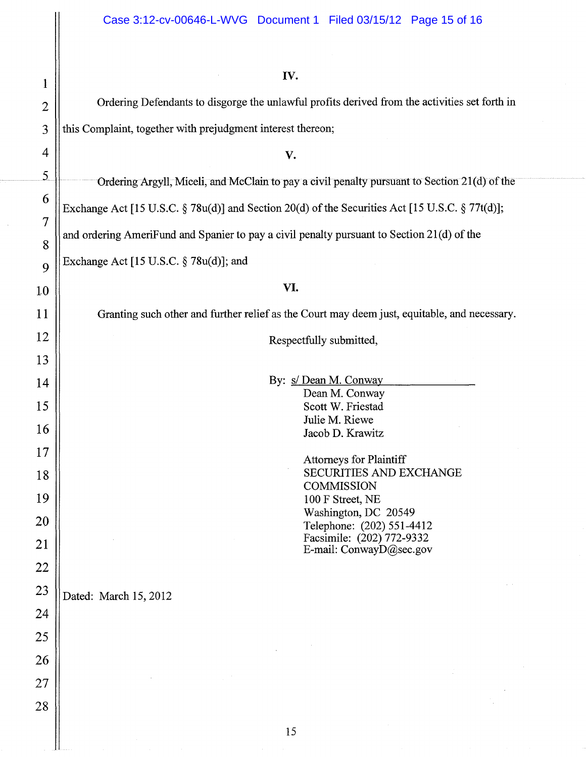IV.

Ordering Defendants to disgorge the unlawful profits derived from the activities set forth in this Complaint, together with prejudgment interest thereon;

V.

Ordering Argyll, Miceli, and McClain to pay a civil penalty pursuant to Section 21(d) of the Exchange Act [15 U.S.C. § 78u(d)] and Section 20(d) of the Securities Act [15 U.S.C. § 77t(d)]; and ordering AmeriFund and Spanier to pay a civil penalty pursuant to Section 21(d) of the Exchange Act [15 U.S.C. § 78u(d)]; and

VI.

Granting such other and further relief as the Court may deem just, equitable, and necessary.

Respectfully submitted,

By: s/ Dean M. Conway
Dean M. Conway
Scott W. Friestad
Julie M. Riewe
Jacob D. Krawitz

Attorneys for Plaintiff
SECURITIES AND EXCHANGE COMMISSION
100 F Street, NE
Washington, DC 20549
Telephone: (202) 551-4412
Facsimile: (202) 772-9332
E-mail: ConwayD@sec.gov

Dated: March 15, 2012